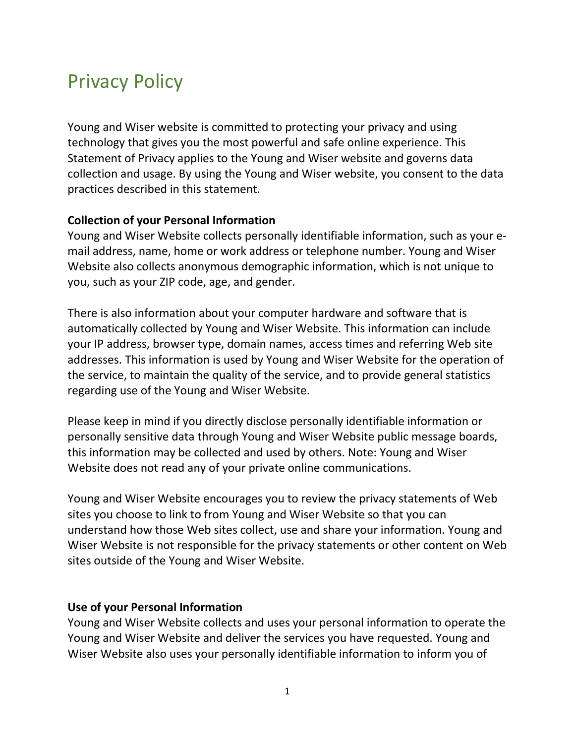# Privacy Policy

Young and Wiser website is committed to protecting your privacy and using technology that gives you the most powerful and safe online experience. This Statement of Privacy applies to the Young and Wiser website and governs data collection and usage. By using the Young and Wiser website, you consent to the data practices described in this statement.

**Collection of your Personal Information**

Young and Wiser Website collects personally identifiable information, such as your e-mail address, name, home or work address or telephone number. Young and Wiser Website also collects anonymous demographic information, which is not unique to you, such as your ZIP code, age, and gender.

There is also information about your computer hardware and software that is automatically collected by Young and Wiser Website. This information can include your IP address, browser type, domain names, access times and referring Web site addresses. This information is used by Young and Wiser Website for the operation of the service, to maintain the quality of the service, and to provide general statistics regarding use of the Young and Wiser Website.

Please keep in mind if you directly disclose personally identifiable information or personally sensitive data through Young and Wiser Website public message boards, this information may be collected and used by others. Note: Young and Wiser Website does not read any of your private online communications.

Young and Wiser Website encourages you to review the privacy statements of Web sites you choose to link to from Young and Wiser Website so that you can understand how those Web sites collect, use and share your information. Young and Wiser Website is not responsible for the privacy statements or other content on Web sites outside of the Young and Wiser Website.

**Use of your Personal Information**

Young and Wiser Website collects and uses your personal information to operate the Young and Wiser Website and deliver the services you have requested. Young and Wiser Website also uses your personally identifiable information to inform you of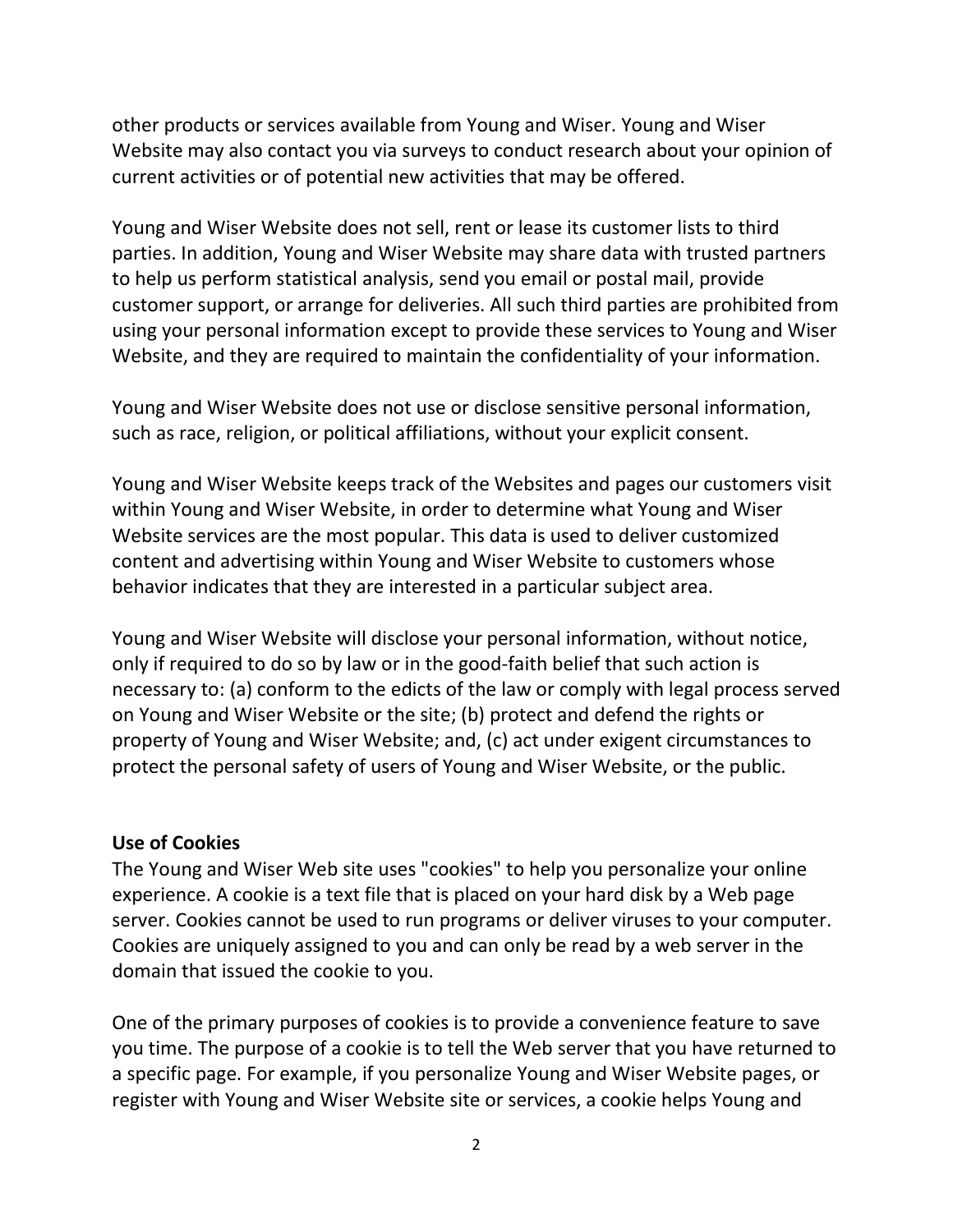other products or services available from Young and Wiser. Young and Wiser Website may also contact you via surveys to conduct research about your opinion of current activities or of potential new activities that may be offered.

Young and Wiser Website does not sell, rent or lease its customer lists to third parties. In addition, Young and Wiser Website may share data with trusted partners to help us perform statistical analysis, send you email or postal mail, provide customer support, or arrange for deliveries. All such third parties are prohibited from using your personal information except to provide these services to Young and Wiser Website, and they are required to maintain the confidentiality of your information.

Young and Wiser Website does not use or disclose sensitive personal information, such as race, religion, or political affiliations, without your explicit consent.

Young and Wiser Website keeps track of the Websites and pages our customers visit within Young and Wiser Website, in order to determine what Young and Wiser Website services are the most popular. This data is used to deliver customized content and advertising within Young and Wiser Website to customers whose behavior indicates that they are interested in a particular subject area.

Young and Wiser Website will disclose your personal information, without notice, only if required to do so by law or in the good-faith belief that such action is necessary to: (a) conform to the edicts of the law or comply with legal process served on Young and Wiser Website or the site; (b) protect and defend the rights or property of Young and Wiser Website; and, (c) act under exigent circumstances to protect the personal safety of users of Young and Wiser Website, or the public.

**Use of Cookies**

The Young and Wiser Web site uses "cookies" to help you personalize your online experience. A cookie is a text file that is placed on your hard disk by a Web page server. Cookies cannot be used to run programs or deliver viruses to your computer. Cookies are uniquely assigned to you and can only be read by a web server in the domain that issued the cookie to you.

One of the primary purposes of cookies is to provide a convenience feature to save you time. The purpose of a cookie is to tell the Web server that you have returned to a specific page. For example, if you personalize Young and Wiser Website pages, or register with Young and Wiser Website site or services, a cookie helps Young and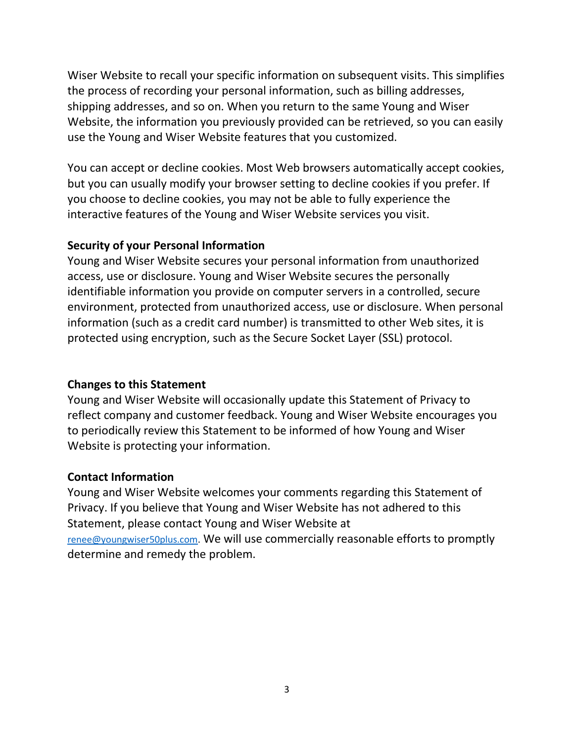Wiser Website to recall your specific information on subsequent visits. This simplifies the process of recording your personal information, such as billing addresses, shipping addresses, and so on. When you return to the same Young and Wiser Website, the information you previously provided can be retrieved, so you can easily use the Young and Wiser Website features that you customized.

You can accept or decline cookies. Most Web browsers automatically accept cookies, but you can usually modify your browser setting to decline cookies if you prefer. If you choose to decline cookies, you may not be able to fully experience the interactive features of the Young and Wiser Website services you visit.

**Security of your Personal Information**

Young and Wiser Website secures your personal information from unauthorized access, use or disclosure. Young and Wiser Website secures the personally identifiable information you provide on computer servers in a controlled, secure environment, protected from unauthorized access, use or disclosure. When personal information (such as a credit card number) is transmitted to other Web sites, it is protected using encryption, such as the Secure Socket Layer (SSL) protocol.

**Changes to this Statement**

Young and Wiser Website will occasionally update this Statement of Privacy to reflect company and customer feedback. Young and Wiser Website encourages you to periodically review this Statement to be informed of how Young and Wiser Website is protecting your information.

**Contact Information**

Young and Wiser Website welcomes your comments regarding this Statement of Privacy. If you believe that Young and Wiser Website has not adhered to this Statement, please contact Young and Wiser Website at renee@youngwiser50plus.com. We will use commercially reasonable efforts to promptly determine and remedy the problem.